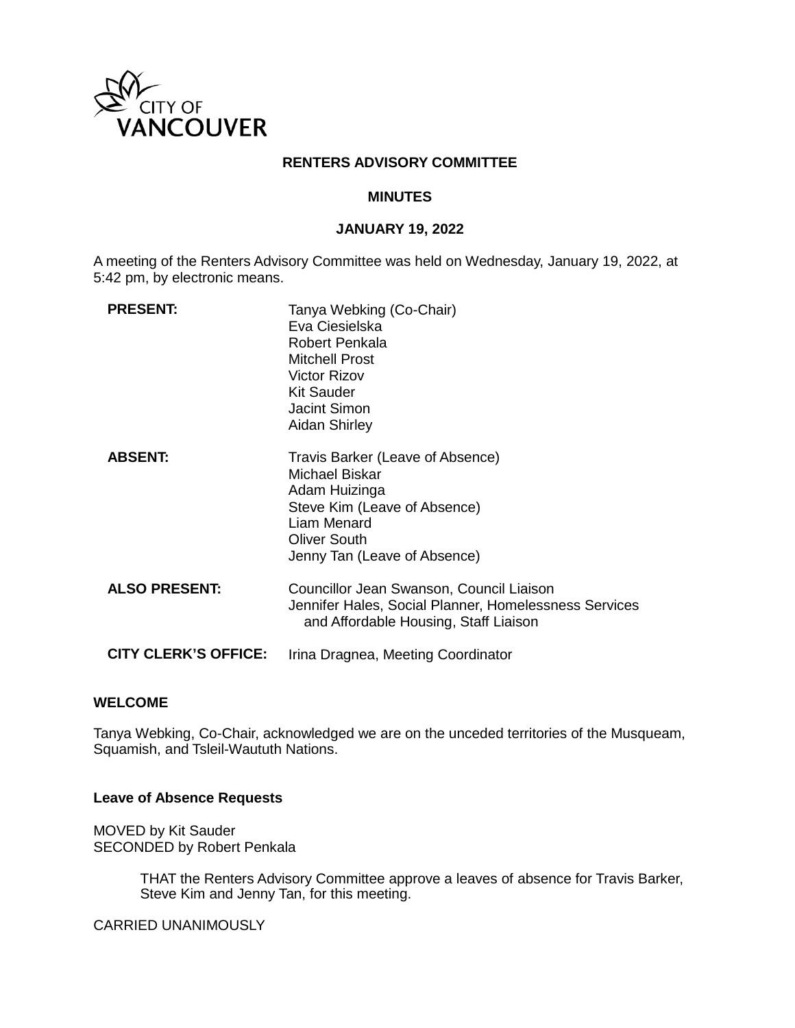CITY OF VANCOUVER

# RENTERS ADVISORY COMMITTEE

## MINUTES

### JANUARY 19, 2022

A meeting of the Renters Advisory Committee was held on Wednesday, January 19, 2022, at 5:42 pm, by electronic means.

**PRESENT:**
Tanya Webking (Co-Chair)
Eva Ciesielska
Robert Penkala
Mitchell Prost
Victor Rizov
Kit Sauder
Jacint Simon
Aidan Shirley

**ABSENT:**
Travis Barker (Leave of Absence)
Michael Biskar
Adam Huizinga
Steve Kim (Leave of Absence)
Liam Menard
Oliver South
Jenny Tan (Leave of Absence)

**ALSO PRESENT:**
Councillor Jean Swanson, Council Liaison
Jennifer Hales, Social Planner, Homelessness Services and Affordable Housing, Staff Liaison

**CITY CLERK'S OFFICE:**
Irina Dragnea, Meeting Coordinator

**WELCOME**

Tanya Webking, Co-Chair, acknowledged we are on the unceded territories of the Musqueam, Squamish, and Tsleil-Waututh Nations.

**Leave of Absence Requests**

MOVED by Kit Sauder
SECONDED by Robert Penkala

> THAT the Renters Advisory Committee approve a leaves of absence for Travis Barker, Steve Kim and Jenny Tan, for this meeting.

CARRIED UNANIMOUSLY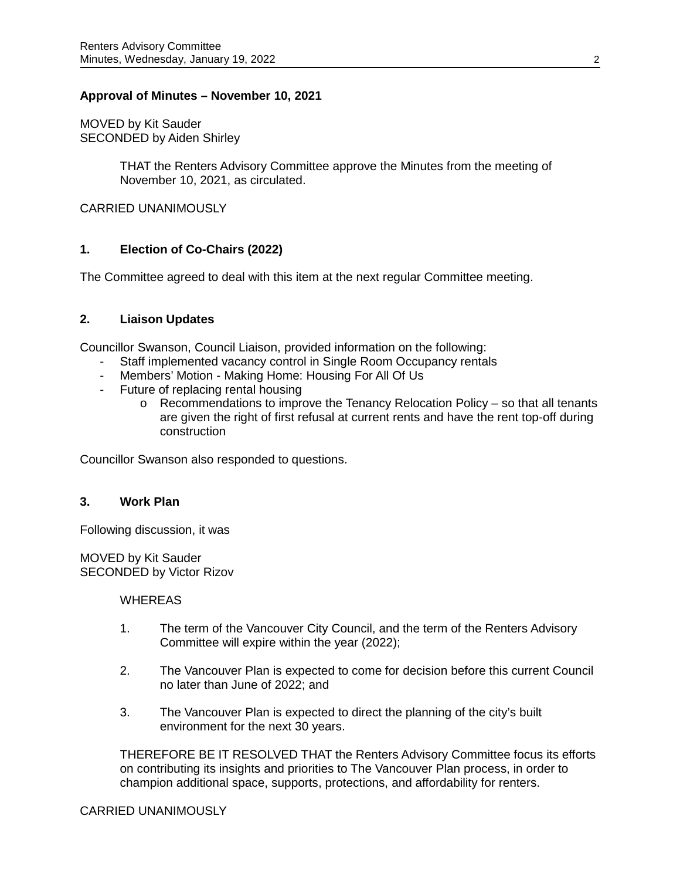**Approval of Minutes – November 10, 2021**

MOVED by Kit Sauder
SECONDED by Aiden Shirley

> THAT the Renters Advisory Committee approve the Minutes from the meeting of November 10, 2021, as circulated.

CARRIED UNANIMOUSLY

## 1. Election of Co-Chairs (2022)

The Committee agreed to deal with this item at the next regular Committee meeting.

## 2. Liaison Updates

Councillor Swanson, Council Liaison, provided information on the following:

- Staff implemented vacancy control in Single Room Occupancy rentals
- Members' Motion - Making Home: Housing For All Of Us
- Future of replacing rental housing
  - Recommendations to improve the Tenancy Relocation Policy – so that all tenants are given the right of first refusal at current rents and have the rent top-off during construction

Councillor Swanson also responded to questions.

## 3. Work Plan

Following discussion, it was

MOVED by Kit Sauder
SECONDED by Victor Rizov

> WHEREAS
>
> 1. The term of the Vancouver City Council, and the term of the Renters Advisory Committee will expire within the year (2022);
>
> 2. The Vancouver Plan is expected to come for decision before this current Council no later than June of 2022; and
>
> 3. The Vancouver Plan is expected to direct the planning of the city's built environment for the next 30 years.
>
> THEREFORE BE IT RESOLVED THAT the Renters Advisory Committee focus its efforts on contributing its insights and priorities to The Vancouver Plan process, in order to champion additional space, supports, protections, and affordability for renters.

CARRIED UNANIMOUSLY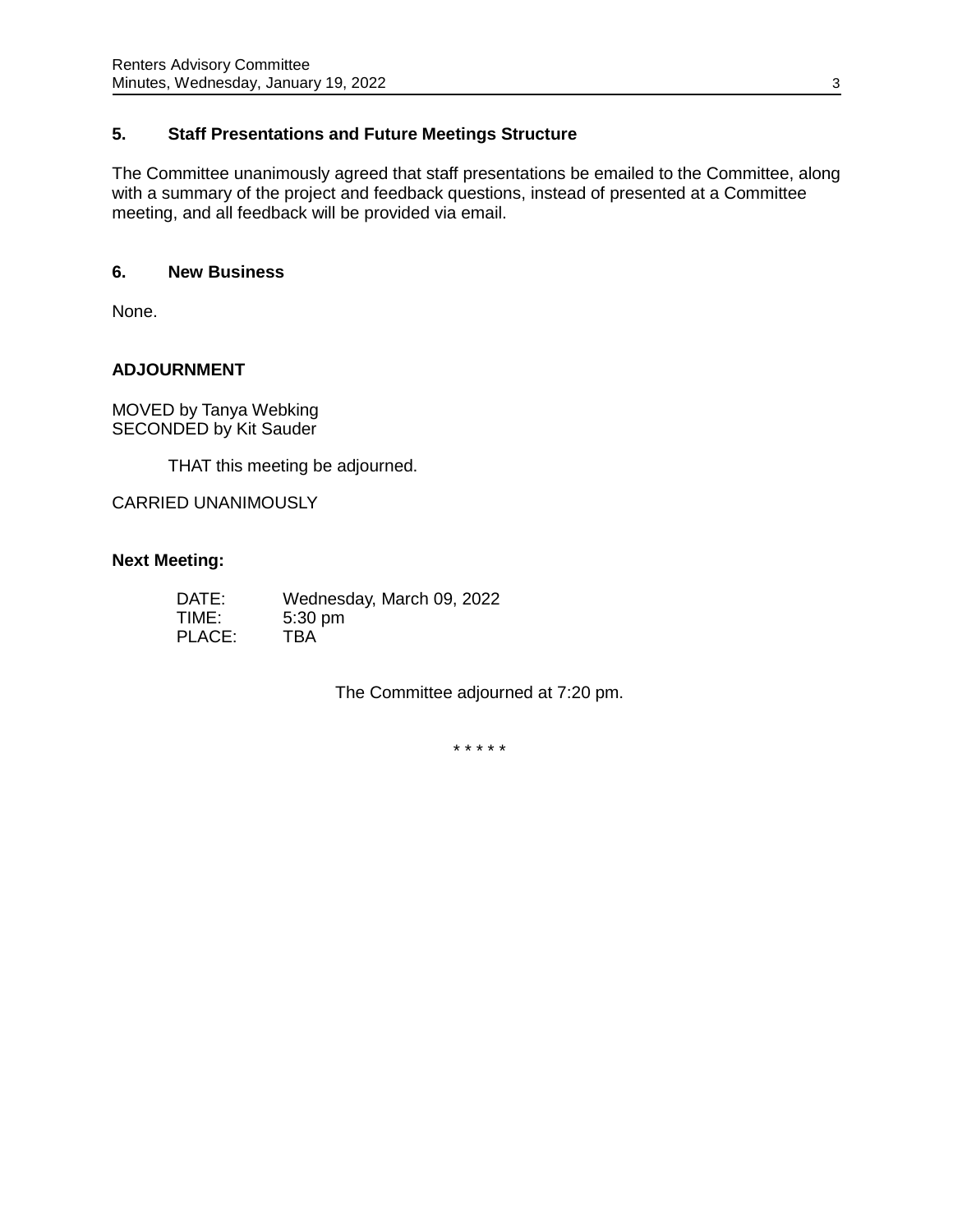## 5. Staff Presentations and Future Meetings Structure

The Committee unanimously agreed that staff presentations be emailed to the Committee, along with a summary of the project and feedback questions, instead of presented at a Committee meeting, and all feedback will be provided via email.

## 6. New Business

None.

## ADJOURNMENT

MOVED by Tanya Webking
SECONDED by Kit Sauder

THAT this meeting be adjourned.

CARRIED UNANIMOUSLY

**Next Meeting:**

| | |
|---|---|
| DATE: | Wednesday, March 09, 2022 |
| TIME: | 5:30 pm |
| PLACE: | TBA |

The Committee adjourned at 7:20 pm.

* * * * *